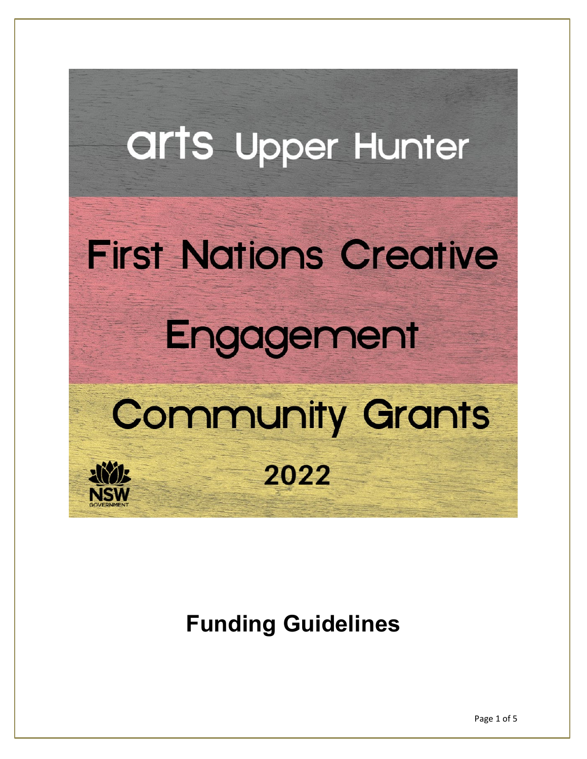# arts Upper Hunter

# First Nations Creative Engagement

# Community Grants

# 2022

NSW GOVERNMENT

## Funding Guidelines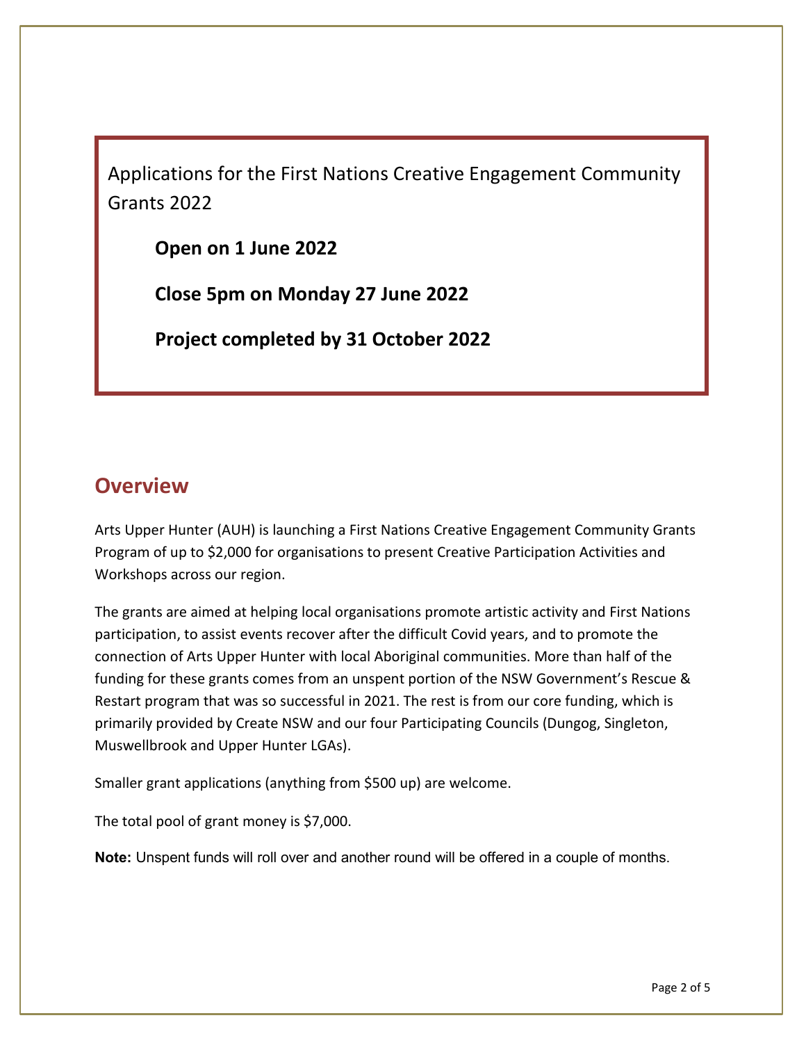Applications for the First Nations Creative Engagement Community Grants 2022

**Open on 1 June 2022**

**Close 5pm on Monday 27 June 2022**

**Project completed by 31 October 2022**

## Overview

Arts Upper Hunter (AUH) is launching a First Nations Creative Engagement Community Grants Program of up to $2,000 for organisations to present Creative Participation Activities and Workshops across our region.

The grants are aimed at helping local organisations promote artistic activity and First Nations participation, to assist events recover after the difficult Covid years, and to promote the connection of Arts Upper Hunter with local Aboriginal communities. More than half of the funding for these grants comes from an unspent portion of the NSW Government's Rescue & Restart program that was so successful in 2021. The rest is from our core funding, which is primarily provided by Create NSW and our four Participating Councils (Dungog, Singleton, Muswellbrook and Upper Hunter LGAs).

Smaller grant applications (anything from $500 up) are welcome.

The total pool of grant money is $7,000.

**Note:** Unspent funds will roll over and another round will be offered in a couple of months.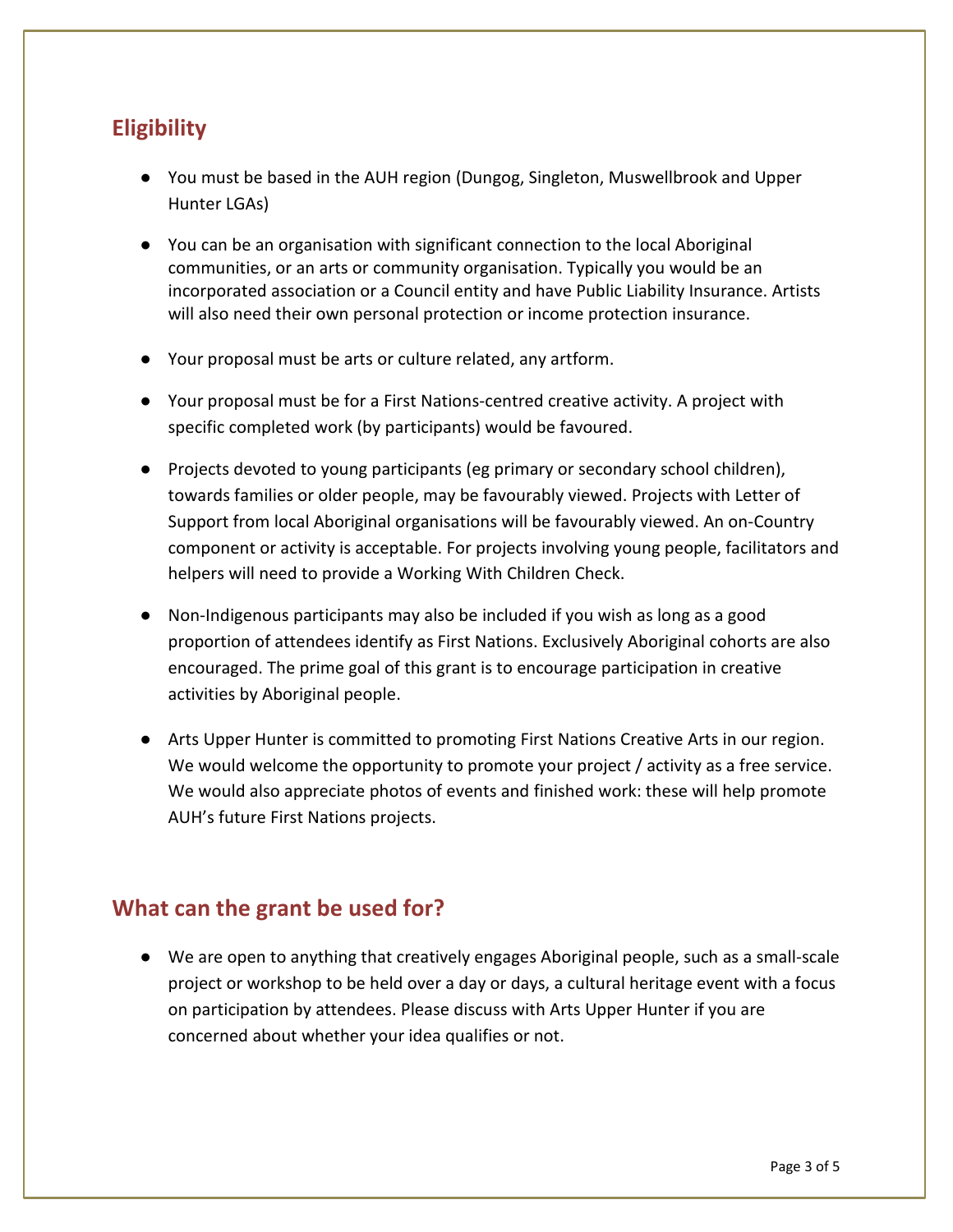## Eligibility

- You must be based in the AUH region (Dungog, Singleton, Muswellbrook and Upper Hunter LGAs)
- You can be an organisation with significant connection to the local Aboriginal communities, or an arts or community organisation. Typically you would be an incorporated association or a Council entity and have Public Liability Insurance. Artists will also need their own personal protection or income protection insurance.
- Your proposal must be arts or culture related, any artform.
- Your proposal must be for a First Nations-centred creative activity. A project with specific completed work (by participants) would be favoured.
- Projects devoted to young participants (eg primary or secondary school children), towards families or older people, may be favourably viewed. Projects with Letter of Support from local Aboriginal organisations will be favourably viewed. An on-Country component or activity is acceptable. For projects involving young people, facilitators and helpers will need to provide a Working With Children Check.
- Non-Indigenous participants may also be included if you wish as long as a good proportion of attendees identify as First Nations. Exclusively Aboriginal cohorts are also encouraged. The prime goal of this grant is to encourage participation in creative activities by Aboriginal people.
- Arts Upper Hunter is committed to promoting First Nations Creative Arts in our region. We would welcome the opportunity to promote your project / activity as a free service. We would also appreciate photos of events and finished work: these will help promote AUH's future First Nations projects.

## What can the grant be used for?

- We are open to anything that creatively engages Aboriginal people, such as a small-scale project or workshop to be held over a day or days, a cultural heritage event with a focus on participation by attendees. Please discuss with Arts Upper Hunter if you are concerned about whether your idea qualifies or not.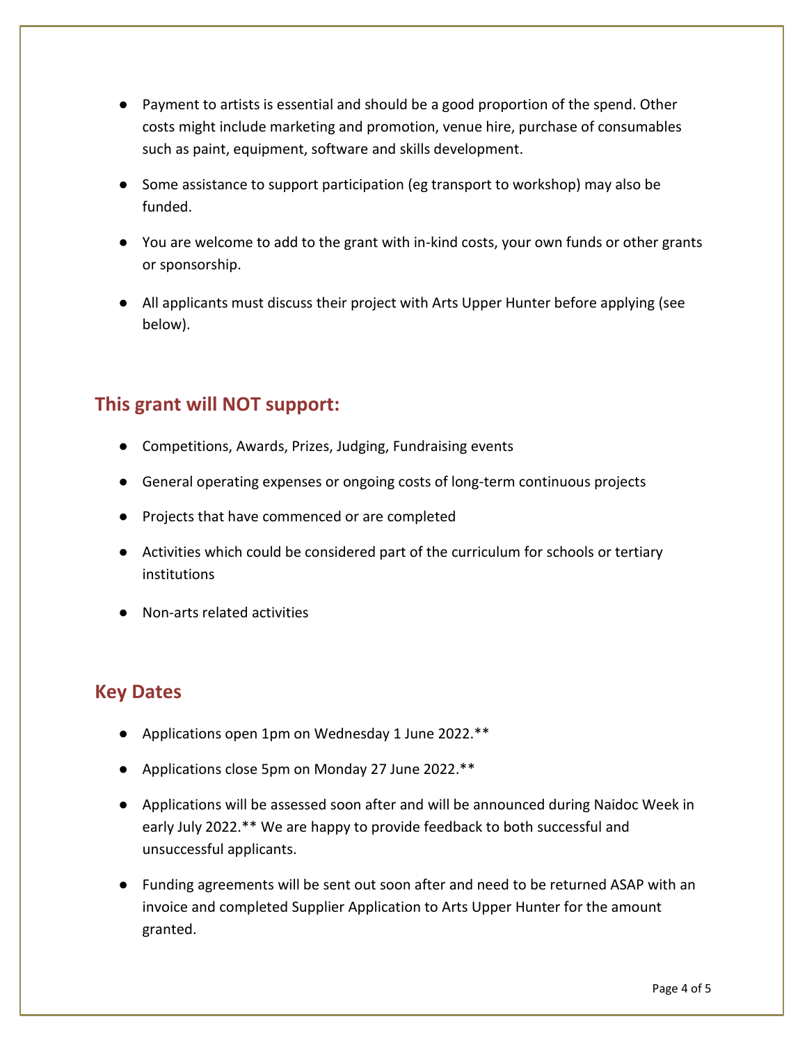- Payment to artists is essential and should be a good proportion of the spend. Other costs might include marketing and promotion, venue hire, purchase of consumables such as paint, equipment, software and skills development.
- Some assistance to support participation (eg transport to workshop) may also be funded.
- You are welcome to add to the grant with in-kind costs, your own funds or other grants or sponsorship.
- All applicants must discuss their project with Arts Upper Hunter before applying (see below).

## This grant will NOT support:

- Competitions, Awards, Prizes, Judging, Fundraising events
- General operating expenses or ongoing costs of long-term continuous projects
- Projects that have commenced or are completed
- Activities which could be considered part of the curriculum for schools or tertiary institutions
- Non-arts related activities

## Key Dates

- Applications open 1pm on Wednesday 1 June 2022.**
- Applications close 5pm on Monday 27 June 2022.**
- Applications will be assessed soon after and will be announced during Naidoc Week in early July 2022.** We are happy to provide feedback to both successful and unsuccessful applicants.
- Funding agreements will be sent out soon after and need to be returned ASAP with an invoice and completed Supplier Application to Arts Upper Hunter for the amount granted.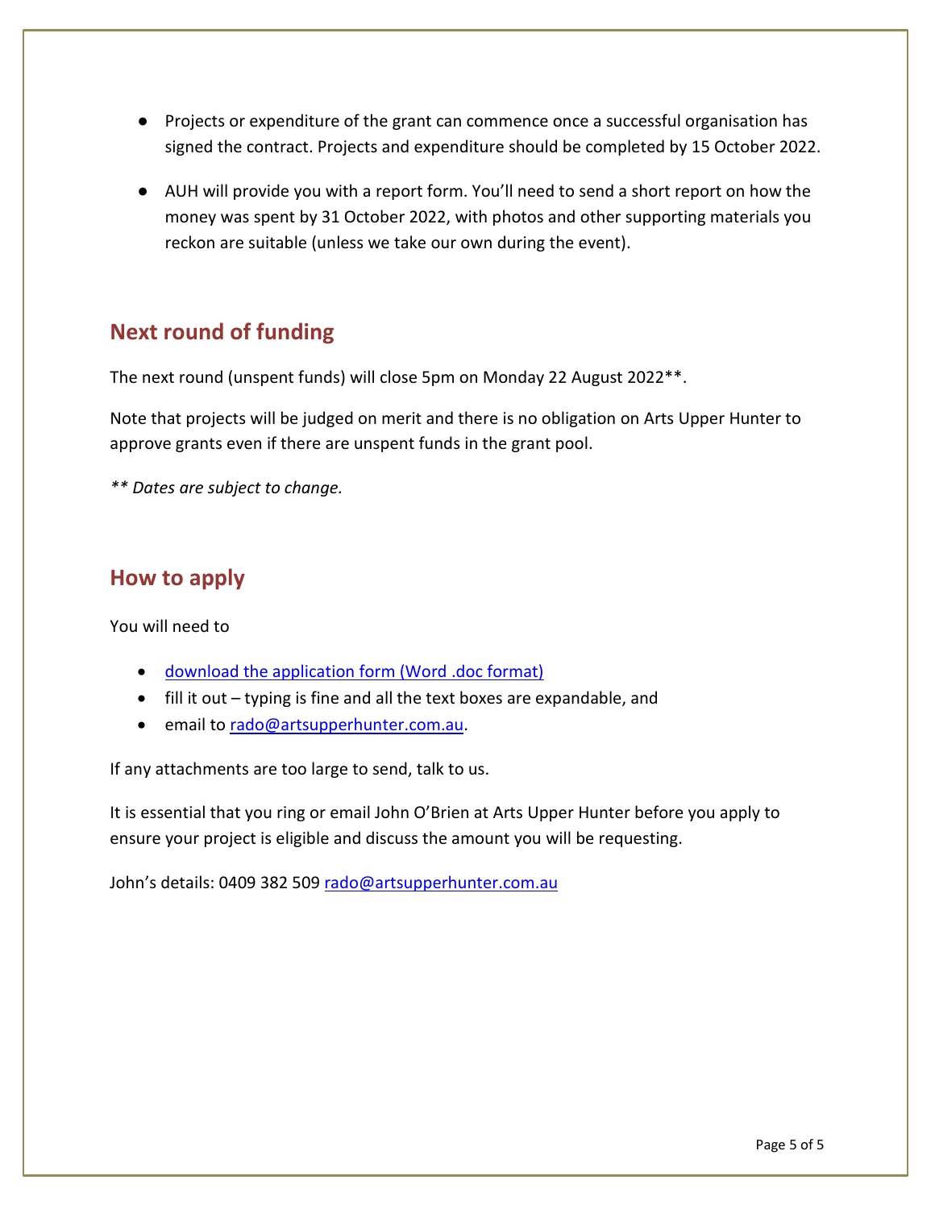- Projects or expenditure of the grant can commence once a successful organisation has signed the contract. Projects and expenditure should be completed by 15 October 2022.

- AUH will provide you with a report form. You'll need to send a short report on how the money was spent by 31 October 2022, with photos and other supporting materials you reckon are suitable (unless we take our own during the event).

## Next round of funding

The next round (unspent funds) will close 5pm on Monday 22 August 2022**.

Note that projects will be judged on merit and there is no obligation on Arts Upper Hunter to approve grants even if there are unspent funds in the grant pool.

*** Dates are subject to change.*

## How to apply

You will need to

- download the application form (Word .doc format)
- fill it out – typing is fine and all the text boxes are expandable, and
- email to rado@artsupperhunter.com.au.

If any attachments are too large to send, talk to us.

It is essential that you ring or email John O'Brien at Arts Upper Hunter before you apply to ensure your project is eligible and discuss the amount you will be requesting.

John's details: 0409 382 509 rado@artsupperhunter.com.au